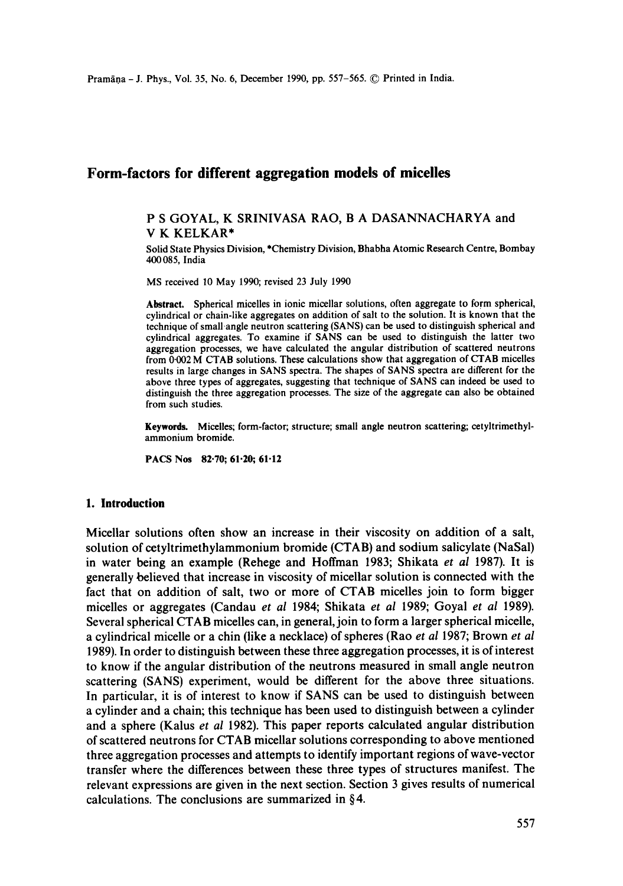# Form-factors for different aggregation models of micelles

**P S GOYAL, K SRINIVASA RAO, B A DASANNACHARYA and V K KELKAR***

Solid State Physics Division, *Chemistry Division, Bhabha Atomic Research Centre, Bombay 400 085, India

MS received 10 May 1990; revised 23 July 1990

**Abstract.** Spherical micelles in ionic micellar solutions, often aggregate to form spherical, cylindrical or chain-like aggregates on addition of salt to the solution. It is known that the technique of small angle neutron scattering (SANS) can be used to distinguish spherical and cylindrical aggregates. To examine if SANS can be used to distinguish the latter two aggregation processes, we have calculated the angular distribution of scattered neutrons from 0·002 M CTAB solutions. These calculations show that aggregation of CTAB micelles results in large changes in SANS spectra. The shapes of SANS spectra are different for the above three types of aggregates, suggesting that technique of SANS can indeed be used to distinguish the three aggregation processes. The size of the aggregate can also be obtained from such studies.

**Keywords.** Micelles; form-factor; structure; small angle neutron scattering; cetyltrimethylammonium bromide.

**PACS Nos** 82·70; 61·20; 61·12

## 1. Introduction

Micellar solutions often show an increase in their viscosity on addition of a salt, solution of cetyltrimethylammonium bromide (CTAB) and sodium salicylate (NaSal) in water being an example (Rehege and Hoffman 1983; Shikata *et al* 1987). It is generally believed that increase in viscosity of micellar solution is connected with the fact that on addition of salt, two or more of CTAB micelles join to form bigger micelles or aggregates (Candau *et al* 1984; Shikata *et al* 1989; Goyal *et al* 1989). Several spherical CTAB micelles can, in general, join to form a larger spherical micelle, a cylindrical micelle or a chin (like a necklace) of spheres (Rao *et al* 1987; Brown *et al* 1989). In order to distinguish between these three aggregation processes, it is of interest to know if the angular distribution of the neutrons measured in small angle neutron scattering (SANS) experiment, would be different for the above three situations. In particular, it is of interest to know if SANS can be used to distinguish between a cylinder and a chain; this technique has been used to distinguish between a cylinder and a sphere (Kalus *et al* 1982). This paper reports calculated angular distribution of scattered neutrons for CTAB micellar solutions corresponding to above mentioned three aggregation processes and attempts to identify important regions of wave-vector transfer where the differences between these three types of structures manifest. The relevant expressions are given in the next section. Section 3 gives results of numerical calculations. The conclusions are summarized in §4.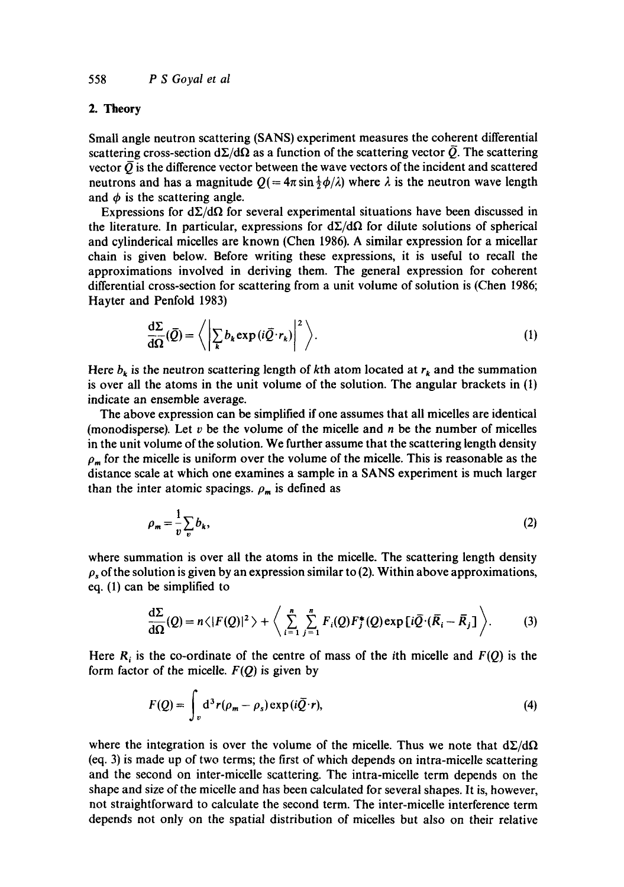## 2. Theory

Small angle neutron scattering (SANS) experiment measures the coherent differential scattering cross-section $d\Sigma/d\Omega$ as a function of the scattering vector $\bar{Q}$. The scattering vector $\bar{Q}$ is the difference vector between the wave vectors of the incident and scattered neutrons and has a magnitude $Q(= 4\pi \sin \frac{1}{2}\phi/\lambda)$ where $\lambda$ is the neutron wave length and $\phi$ is the scattering angle.

Expressions for $d\Sigma/d\Omega$ for several experimental situations have been discussed in the literature. In particular, expressions for $d\Sigma/d\Omega$ for dilute solutions of spherical and cylinderical micelles are known (Chen 1986). A similar expression for a micellar chain is given below. Before writing these expressions, it is useful to recall the approximations involved in deriving them. The general expression for coherent differential cross-section for scattering from a unit volume of solution is (Chen 1986; Hayter and Penfold 1983)

$$\frac{d\Sigma}{d\Omega}(\bar{Q}) = \left\langle \left| \sum_k b_k \exp(i\bar{Q}\cdot r_k) \right|^2 \right\rangle. \tag{1}$$

Here $b_k$ is the neutron scattering length of $k$th atom located at $r_k$ and the summation is over all the atoms in the unit volume of the solution. The angular brackets in (1) indicate an ensemble average.

The above expression can be simplified if one assumes that all micelles are identical (monodisperse). Let $v$ be the volume of the micelle and $n$ be the number of micelles in the unit volume of the solution. We further assume that the scattering length density $\rho_m$ for the micelle is uniform over the volume of the micelle. This is reasonable as the distance scale at which one examines a sample in a SANS experiment is much larger than the inter atomic spacings. $\rho_m$ is defined as

$$\rho_m = \frac{1}{v}\sum_v b_k, \tag{2}$$

where summation is over all the atoms in the micelle. The scattering length density $\rho_s$ of the solution is given by an expression similar to (2). Within above approximations, eq. (1) can be simplified to

$$\frac{d\Sigma}{d\Omega}(Q) = n\langle |F(Q)|^2 \rangle + \left\langle \sum_{i=1}^{n} \sum_{j=1}^{n} F_i(Q) F_j^*(Q) \exp[i\bar{Q}\cdot(\bar{R}_i - \bar{R}_j)] \right\rangle. \tag{3}$$

Here $R_i$ is the co-ordinate of the centre of mass of the $i$th micelle and $F(Q)$ is the form factor of the micelle. $F(Q)$ is given by

$$F(Q) = \int_v d^3r(\rho_m - \rho_s)\exp(i\bar{Q}\cdot r), \tag{4}$$

where the integration is over the volume of the micelle. Thus we note that $d\Sigma/d\Omega$ (eq. 3) is made up of two terms; the first of which depends on intra-micelle scattering and the second on inter-micelle scattering. The intra-micelle term depends on the shape and size of the micelle and has been calculated for several shapes. It is, however, not straightforward to calculate the second term. The inter-micelle interference term depends not only on the spatial distribution of micelles but also on their relative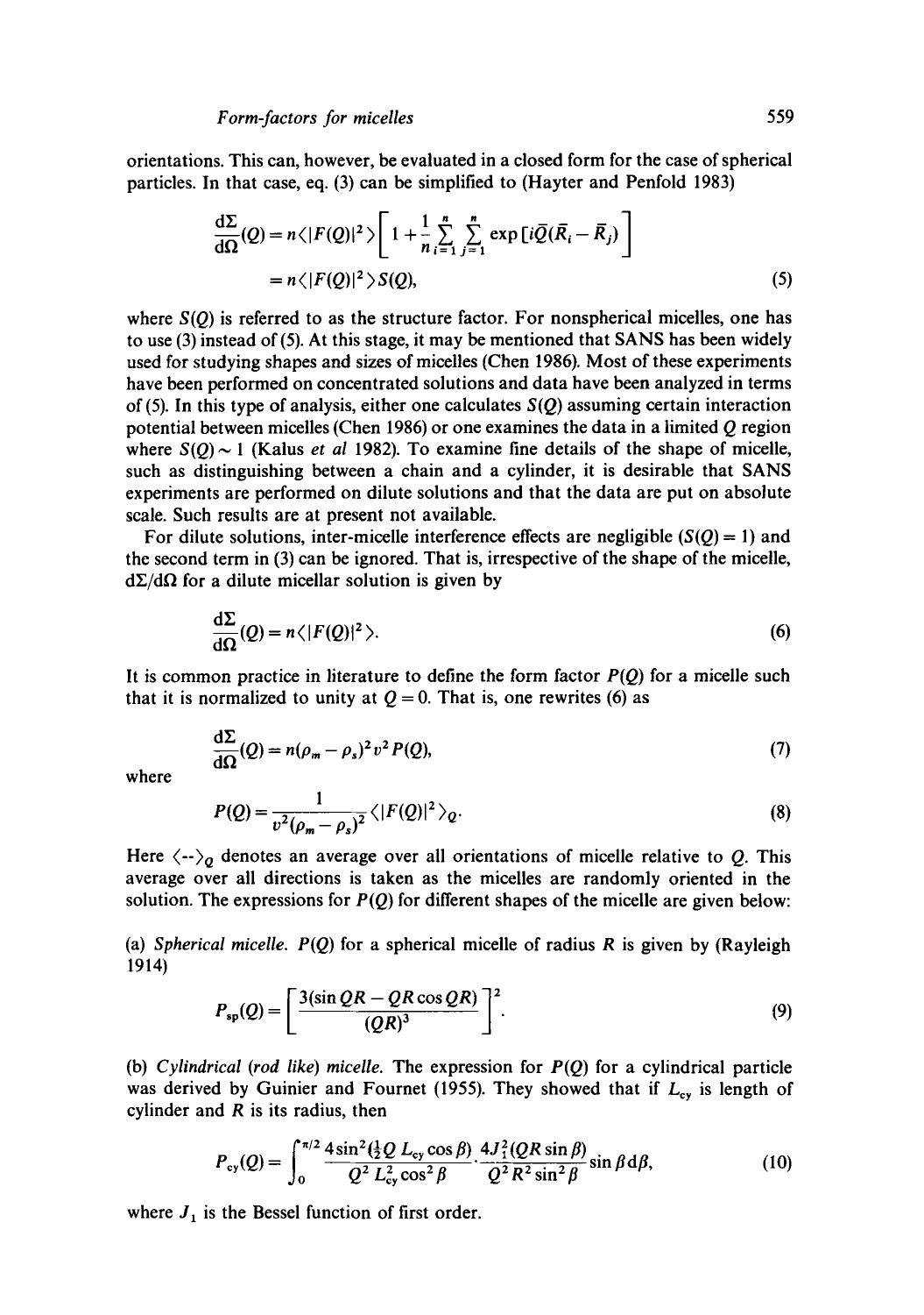orientations. This can, however, be evaluated in a closed form for the case of spherical particles. In that case, eq. (3) can be simplified to (Hayter and Penfold 1983)

$$\frac{d\Sigma}{d\Omega}(Q) = n\langle |F(Q)|^2 \rangle \left[ 1 + \frac{1}{n} \sum_{i=1}^{n} \sum_{j=1}^{n} \exp\left[i\bar{Q}(\bar{R}_i - \bar{R}_j)\right] \right]$$

$$= n\langle |F(Q)|^2 \rangle S(Q), \tag{5}$$

where $S(Q)$ is referred to as the structure factor. For nonspherical micelles, one has to use (3) instead of (5). At this stage, it may be mentioned that SANS has been widely used for studying shapes and sizes of micelles (Chen 1986). Most of these experiments have been performed on concentrated solutions and data have been analyzed in terms of (5). In this type of analysis, either one calculates $S(Q)$ assuming certain interaction potential between micelles (Chen 1986) or one examines the data in a limited $Q$ region where $S(Q) \sim 1$ (Kalus *et al* 1982). To examine fine details of the shape of micelle, such as distinguishing between a chain and a cylinder, it is desirable that SANS experiments are performed on dilute solutions and that the data are put on absolute scale. Such results are at present not available.

For dilute solutions, inter-micelle interference effects are negligible ($S(Q) = 1$) and the second term in (3) can be ignored. That is, irrespective of the shape of the micelle, $d\Sigma/d\Omega$ for a dilute micellar solution is given by

$$\frac{d\Sigma}{d\Omega}(Q) = n\langle |F(Q)|^2 \rangle. \tag{6}$$

It is common practice in literature to define the form factor $P(Q)$ for a micelle such that it is normalized to unity at $Q = 0$. That is, one rewrites (6) as

$$\frac{d\Sigma}{d\Omega}(Q) = n(\rho_m - \rho_s)^2 v^2 P(Q), \tag{7}$$

where

$$P(Q) = \frac{1}{v^2(\rho_m - \rho_s)^2} \langle |F(Q)|^2 \rangle_Q. \tag{8}$$

Here $\langle\text{--}\rangle_Q$ denotes an average over all orientations of micelle relative to $Q$. This average over all directions is taken as the micelles are randomly oriented in the solution. The expressions for $P(Q)$ for different shapes of the micelle are given below:

(a) *Spherical micelle.* $P(Q)$ for a spherical micelle of radius $R$ is given by (Rayleigh 1914)

$$P_{sp}(Q) = \left[ \frac{3(\sin QR - QR\cos QR)}{(QR)^3} \right]^2. \tag{9}$$

(b) *Cylindrical (rod like) micelle.* The expression for $P(Q)$ for a cylindrical particle was derived by Guinier and Fournet (1955). They showed that if $L_{cy}$ is length of cylinder and $R$ is its radius, then

$$P_{cy}(Q) = \int_0^{\pi/2} \frac{4\sin^2(\frac{1}{2}Q\, L_{cy}\cos\beta)}{Q^2\, L_{cy}^2 \cos^2\beta} \cdot \frac{4J_1^2(QR\sin\beta)}{Q^2 R^2 \sin^2\beta} \sin\beta \, d\beta, \tag{10}$$

where $J_1$ is the Bessel function of first order.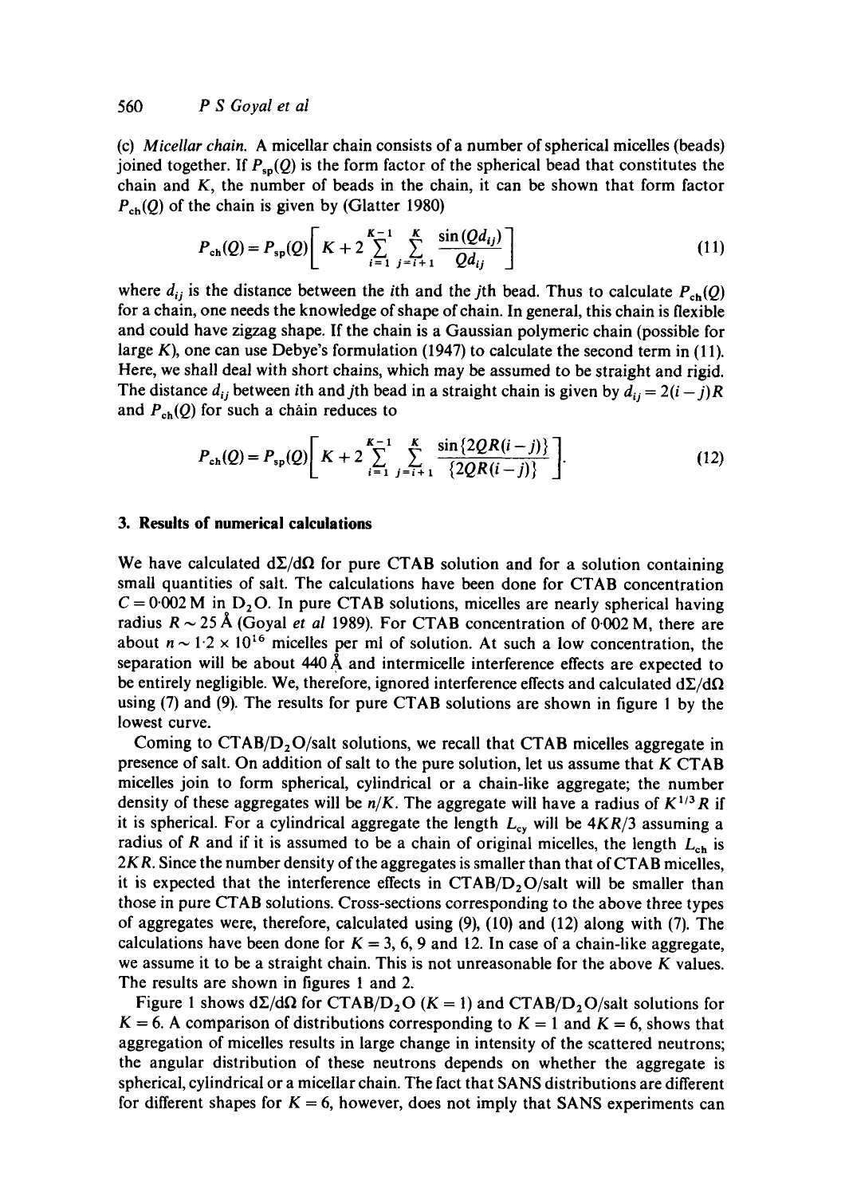(c) *Micellar chain.* A micellar chain consists of a number of spherical micelles (beads) joined together. If $P_{sp}(Q)$ is the form factor of the spherical bead that constitutes the chain and $K$, the number of beads in the chain, it can be shown that form factor $P_{ch}(Q)$ of the chain is given by (Glatter 1980)

$$P_{ch}(Q) = P_{sp}(Q)\left[ K + 2\sum_{i=1}^{K-1} \sum_{j=i+1}^{K} \frac{\sin(Qd_{ij})}{Qd_{ij}} \right] \tag{11}$$

where $d_{ij}$ is the distance between the $i$th and the $j$th bead. Thus to calculate $P_{ch}(Q)$ for a chain, one needs the knowledge of shape of chain. In general, this chain is flexible and could have zigzag shape. If the chain is a Gaussian polymeric chain (possible for large $K$), one can use Debye's formulation (1947) to calculate the second term in (11). Here, we shall deal with short chains, which may be assumed to be straight and rigid. The distance $d_{ij}$ between $i$th and $j$th bead in a straight chain is given by $d_{ij} = 2(i-j)R$ and $P_{ch}(Q)$ for such a chain reduces to

$$P_{ch}(Q) = P_{sp}(Q)\left[ K + 2\sum_{i=1}^{K-1} \sum_{j=i+1}^{K} \frac{\sin\{2QR(i-j)\}}{\{2QR(i-j)\}} \right]. \tag{12}$$

## 3. Results of numerical calculations

We have calculated $d\Sigma/d\Omega$ for pure CTAB solution and for a solution containing small quantities of salt. The calculations have been done for CTAB concentration $C = 0{\cdot}002$ M in $D_2O$. In pure CTAB solutions, micelles are nearly spherical having radius $R \sim 25$ Å (Goyal *et al* 1989). For CTAB concentration of 0·002 M, there are about $n \sim 1{\cdot}2 \times 10^{16}$ micelles per ml of solution. At such a low concentration, the separation will be about 440 Å and intermicelle interference effects are expected to be entirely negligible. We, therefore, ignored interference effects and calculated $d\Sigma/d\Omega$ using (7) and (9). The results for pure CTAB solutions are shown in figure 1 by the lowest curve.

Coming to CTAB/$D_2O$/salt solutions, we recall that CTAB micelles aggregate in presence of salt. On addition of salt to the pure solution, let us assume that $K$ CTAB micelles join to form spherical, cylindrical or a chain-like aggregate; the number density of these aggregates will be $n/K$. The aggregate will have a radius of $K^{1/3}R$ if it is spherical. For a cylindrical aggregate the length $L_{cy}$ will be $4KR/3$ assuming a radius of $R$ and if it is assumed to be a chain of original micelles, the length $L_{ch}$ is $2KR$. Since the number density of the aggregates is smaller than that of CTAB micelles, it is expected that the interference effects in CTAB/$D_2O$/salt will be smaller than those in pure CTAB solutions. Cross-sections corresponding to the above three types of aggregates were, therefore, calculated using (9), (10) and (12) along with (7). The calculations have been done for $K = 3$, 6, 9 and 12. In case of a chain-like aggregate, we assume it to be a straight chain. This is not unreasonable for the above $K$ values. The results are shown in figures 1 and 2.

Figure 1 shows $d\Sigma/d\Omega$ for CTAB/$D_2O$ ($K = 1$) and CTAB/$D_2O$/salt solutions for $K = 6$. A comparison of distributions corresponding to $K = 1$ and $K = 6$, shows that aggregation of micelles results in large change in intensity of the scattered neutrons; the angular distribution of these neutrons depends on whether the aggregate is spherical, cylindrical or a micellar chain. The fact that SANS distributions are different for different shapes for $K = 6$, however, does not imply that SANS experiments can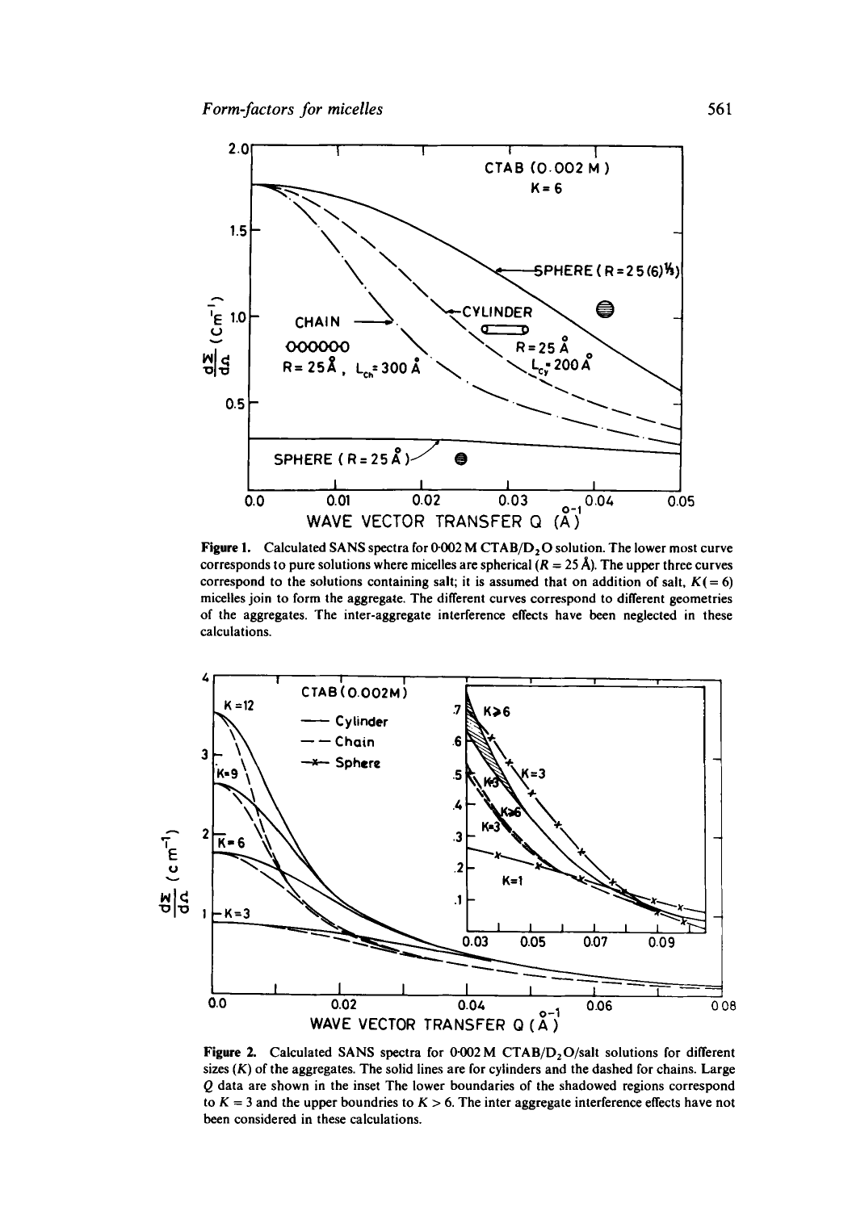**Figure 1.** Calculated SANS spectra for 0·002 M CTAB/$D_2O$ solution. The lower most curve corresponds to pure solutions where micelles are spherical ($R = 25$ Å). The upper three curves correspond to the solutions containing salt; it is assumed that on addition of salt, $K(=6)$ micelles join to form the aggregate. The different curves correspond to different geometries of the aggregates. The inter-aggregate interference effects have been neglected in these calculations.

**Figure 2.** Calculated SANS spectra for 0·002 M CTAB/$D_2O$/salt solutions for different sizes ($K$) of the aggregates. The solid lines are for cylinders and the dashed for chains. Large $Q$ data are shown in the inset The lower boundaries of the shadowed regions correspond to $K = 3$ and the upper boundries to $K > 6$. The inter aggregate interference effects have not been considered in these calculations.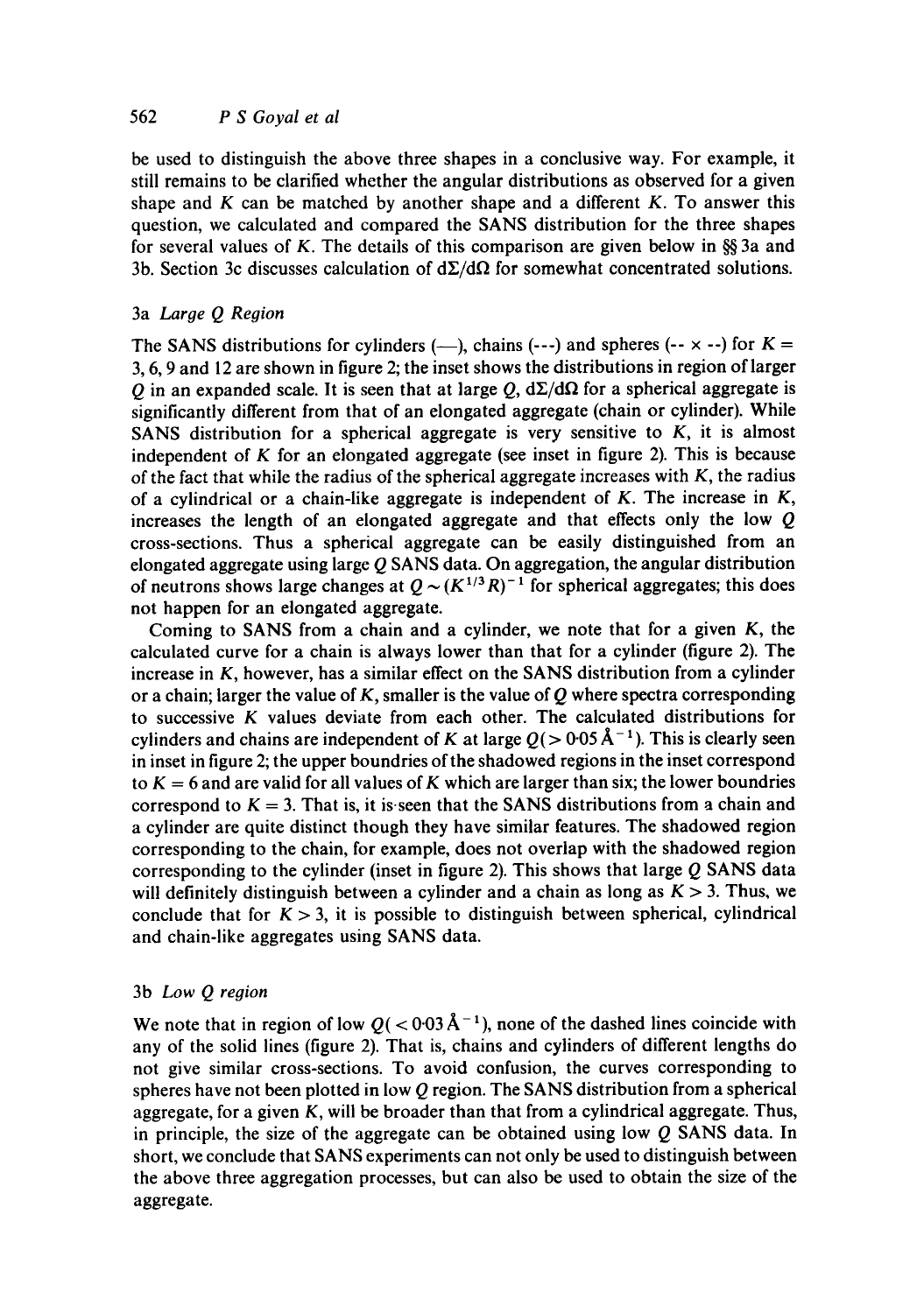be used to distinguish the above three shapes in a conclusive way. For example, it still remains to be clarified whether the angular distributions as observed for a given shape and $K$ can be matched by another shape and a different $K$. To answer this question, we calculated and compared the SANS distribution for the three shapes for several values of $K$. The details of this comparison are given below in §§ 3a and 3b. Section 3c discusses calculation of $d\Sigma/d\Omega$ for somewhat concentrated solutions.

### 3a *Large Q Region*

The SANS distributions for cylinders (—), chains (---) and spheres (-- × --) for $K = 3, 6, 9$ and 12 are shown in figure 2; the inset shows the distributions in region of larger $Q$ in an expanded scale. It is seen that at large $Q$, $d\Sigma/d\Omega$ for a spherical aggregate is significantly different from that of an elongated aggregate (chain or cylinder). While SANS distribution for a spherical aggregate is very sensitive to $K$, it is almost independent of $K$ for an elongated aggregate (see inset in figure 2). This is because of the fact that while the radius of the spherical aggregate increases with $K$, the radius of a cylindrical or a chain-like aggregate is independent of $K$. The increase in $K$, increases the length of an elongated aggregate and that effects only the low $Q$ cross-sections. Thus a spherical aggregate can be easily distinguished from an elongated aggregate using large $Q$ SANS data. On aggregation, the angular distribution of neutrons shows large changes at $Q \sim (K^{1/3}R)^{-1}$ for spherical aggregates; this does not happen for an elongated aggregate.

Coming to SANS from a chain and a cylinder, we note that for a given $K$, the calculated curve for a chain is always lower than that for a cylinder (figure 2). The increase in $K$, however, has a similar effect on the SANS distribution from a cylinder or a chain; larger the value of $K$, smaller is the value of $Q$ where spectra corresponding to successive $K$ values deviate from each other. The calculated distributions for cylinders and chains are independent of $K$ at large $Q(> 0{\cdot}05\,\text{Å}^{-1})$. This is clearly seen in inset in figure 2; the upper boundries of the shadowed regions in the inset correspond to $K = 6$ and are valid for all values of $K$ which are larger than six; the lower boundries correspond to $K = 3$. That is, it is seen that the SANS distributions from a chain and a cylinder are quite distinct though they have similar features. The shadowed region corresponding to the chain, for example, does not overlap with the shadowed region corresponding to the cylinder (inset in figure 2). This shows that large $Q$ SANS data will definitely distinguish between a cylinder and a chain as long as $K > 3$. Thus, we conclude that for $K > 3$, it is possible to distinguish between spherical, cylindrical and chain-like aggregates using SANS data.

### 3b *Low Q region*

We note that in region of low $Q(< 0{\cdot}03\,\text{Å}^{-1})$, none of the dashed lines coincide with any of the solid lines (figure 2). That is, chains and cylinders of different lengths do not give similar cross-sections. To avoid confusion, the curves corresponding to spheres have not been plotted in low $Q$ region. The SANS distribution from a spherical aggregate, for a given $K$, will be broader than that from a cylindrical aggregate. Thus, in principle, the size of the aggregate can be obtained using low $Q$ SANS data. In short, we conclude that SANS experiments can not only be used to distinguish between the above three aggregation processes, but can also be used to obtain the size of the aggregate.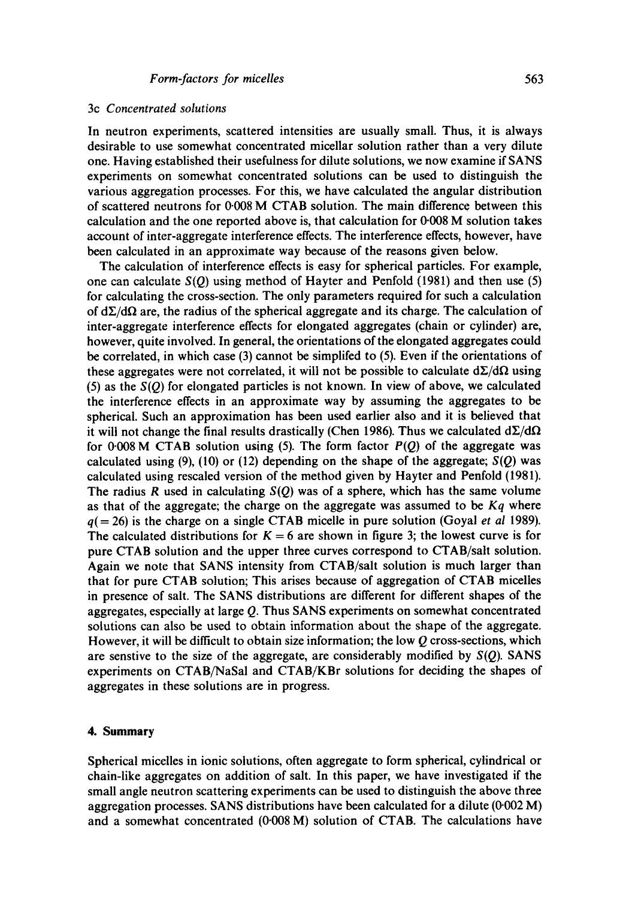### 3c *Concentrated solutions*

In neutron experiments, scattered intensities are usually small. Thus, it is always desirable to use somewhat concentrated micellar solution rather than a very dilute one. Having established their usefulness for dilute solutions, we now examine if SANS experiments on somewhat concentrated solutions can be used to distinguish the various aggregation processes. For this, we have calculated the angular distribution of scattered neutrons for 0·008 M CTAB solution. The main difference between this calculation and the one reported above is, that calculation for 0·008 M solution takes account of inter-aggregate interference effects. The interference effects, however, have been calculated in an approximate way because of the reasons given below.

The calculation of interference effects is easy for spherical particles. For example, one can calculate $S(Q)$ using method of Hayter and Penfold (1981) and then use (5) for calculating the cross-section. The only parameters required for such a calculation of $d\Sigma/d\Omega$ are, the radius of the spherical aggregate and its charge. The calculation of inter-aggregate interference effects for elongated aggregates (chain or cylinder) are, however, quite involved. In general, the orientations of the elongated aggregates could be correlated, in which case (3) cannot be simplifed to (5). Even if the orientations of these aggregates were not correlated, it will not be possible to calculate $d\Sigma/d\Omega$ using (5) as the $S(Q)$ for elongated particles is not known. In view of above, we calculated the interference effects in an approximate way by assuming the aggregates to be spherical. Such an approximation has been used earlier also and it is believed that it will not change the final results drastically (Chen 1986). Thus we calculated $d\Sigma/d\Omega$ for 0·008 M CTAB solution using (5). The form factor $P(Q)$ of the aggregate was calculated using (9), (10) or (12) depending on the shape of the aggregate; $S(Q)$ was calculated using rescaled version of the method given by Hayter and Penfold (1981). The radius $R$ used in calculating $S(Q)$ was of a sphere, which has the same volume as that of the aggregate; the charge on the aggregate was assumed to be $Kq$ where $q(=26)$ is the charge on a single CTAB micelle in pure solution (Goyal *et al* 1989). The calculated distributions for $K = 6$ are shown in figure 3; the lowest curve is for pure CTAB solution and the upper three curves correspond to CTAB/salt solution. Again we note that SANS intensity from CTAB/salt solution is much larger than that for pure CTAB solution; This arises because of aggregation of CTAB micelles in presence of salt. The SANS distributions are different for different shapes of the aggregates, especially at large $Q$. Thus SANS experiments on somewhat concentrated solutions can also be used to obtain information about the shape of the aggregate. However, it will be difficult to obtain size information; the low $Q$ cross-sections, which are senstive to the size of the aggregate, are considerably modified by $S(Q)$. SANS experiments on CTAB/NaSal and CTAB/KBr solutions for deciding the shapes of aggregates in these solutions are in progress.

## 4. Summary

Spherical micelles in ionic solutions, often aggregate to form spherical, cylindrical or chain-like aggregates on addition of salt. In this paper, we have investigated if the small angle neutron scattering experiments can be used to distinguish the above three aggregation processes. SANS distributions have been calculated for a dilute (0·002 M) and a somewhat concentrated (0·008 M) solution of CTAB. The calculations have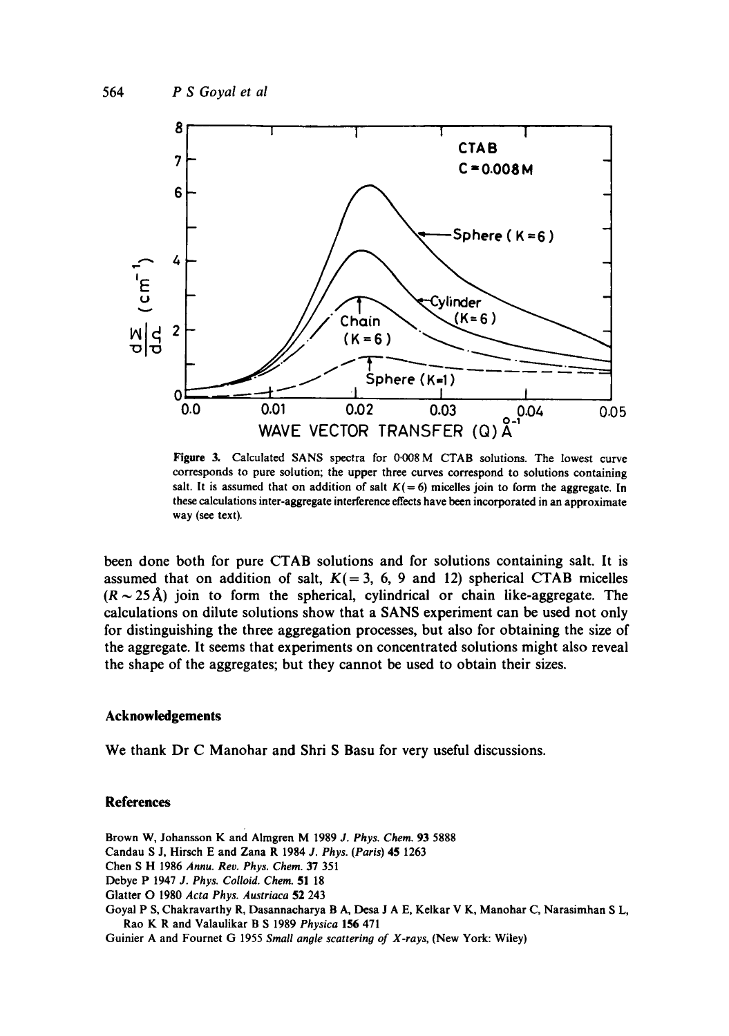Figure 3. Calculated SANS spectra for 0·008 M CTAB solutions. The lowest curve corresponds to pure solution; the upper three curves correspond to solutions containing salt. It is assumed that on addition of salt $K(=6)$ micelles join to form the aggregate. In these calculations inter-aggregate interference effects have been incorporated in an approximate way (see text).

been done both for pure CTAB solutions and for solutions containing salt. It is assumed that on addition of salt, $K(=3, 6, 9$ and $12)$ spherical CTAB micelles ($R \sim 25$ Å) join to form the spherical, cylindrical or chain like-aggregate. The calculations on dilute solutions show that a SANS experiment can be used not only for distinguishing the three aggregation processes, but also for obtaining the size of the aggregate. It seems that experiments on concentrated solutions might also reveal the shape of the aggregates; but they cannot be used to obtain their sizes.

## Acknowledgements

We thank Dr C Manohar and Shri S Basu for very useful discussions.

## References

Brown W, Johansson K and Almgren M 1989 *J. Phys. Chem.* **93** 5888

Candau S J, Hirsch E and Zana R 1984 *J. Phys. (Paris)* **45** 1263

Chen S H 1986 *Annu. Rev. Phys. Chem.* **37** 351

Debye P 1947 *J. Phys. Colloid. Chem.* **51** 18

Glatter O 1980 *Acta Phys. Austriaca* **52** 243

Goyal P S, Chakravarthy R, Dasannacharya B A, Desa J A E, Kelkar V K, Manohar C, Narasimhan S L, Rao K R and Valaulikar B S 1989 *Physica* **156** 471

Guinier A and Fournet G 1955 *Small angle scattering of X-rays*, (New York: Wiley)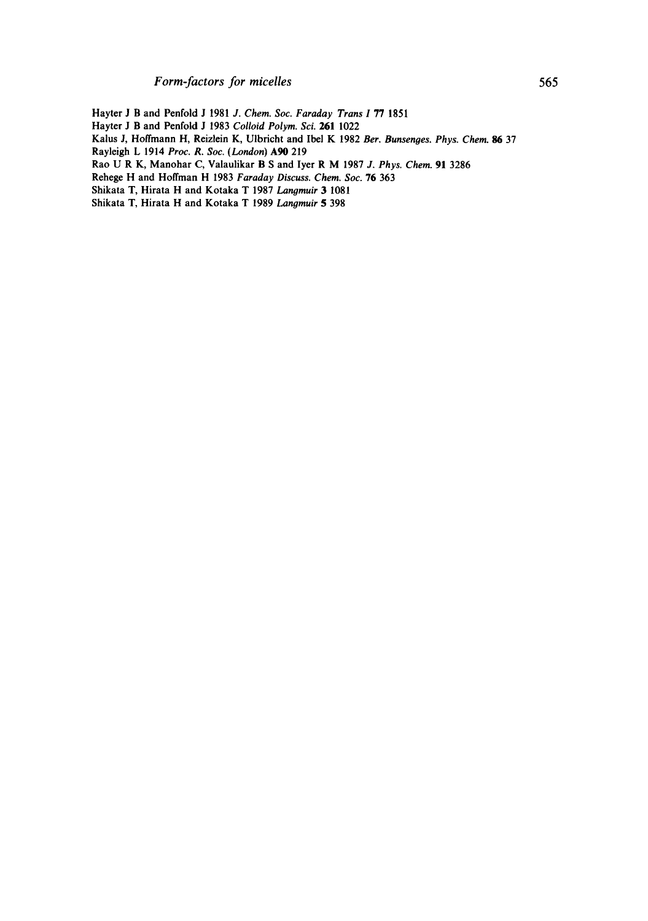Hayter J B and Penfold J 1981 *J. Chem. Soc. Faraday Trans I* **77** 1851

Hayter J B and Penfold J 1983 *Colloid Polym. Sci.* **261** 1022

Kalus J, Hoffmann H, Reizlein K, Ulbricht and Ibel K 1982 *Ber. Bunsenges. Phys. Chem.* **86** 37

Rayleigh L 1914 *Proc. R. Soc. (London)* **A90** 219

Rao U R K, Manohar C, Valaulikar B S and Iyer R M 1987 *J. Phys. Chem.* **91** 3286

Rehege H and Hoffman H 1983 *Faraday Discuss. Chem. Soc.* **76** 363

Shikata T, Hirata H and Kotaka T 1987 *Langmuir* **3** 1081

Shikata T, Hirata H and Kotaka T 1989 *Langmuir* **5** 398